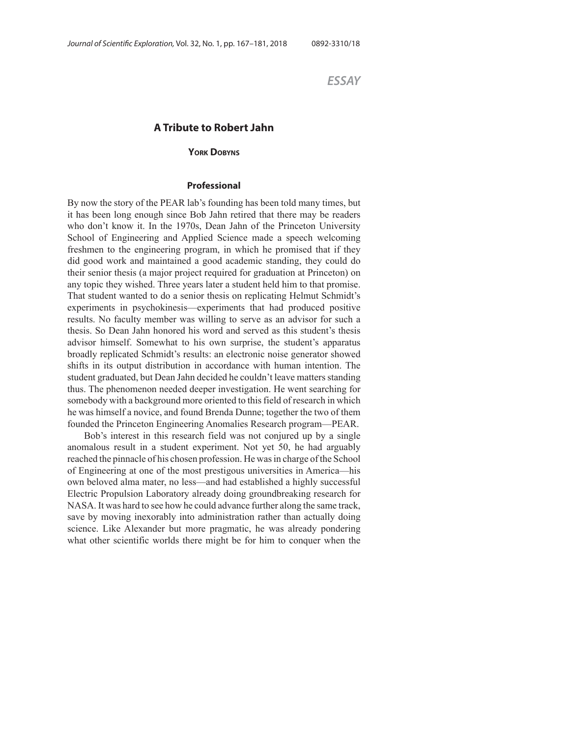*ESSAY*

# A Tribute to Robert Jahn

**York Dobyns**

## Professional

By now the story of the PEAR lab's founding has been told many times, but it has been long enough since Bob Jahn retired that there may be readers who don't know it. In the 1970s, Dean Jahn of the Princeton University School of Engineering and Applied Science made a speech welcoming freshmen to the engineering program, in which he promised that if they did good work and maintained a good academic standing, they could do their senior thesis (a major project required for graduation at Princeton) on any topic they wished. Three years later a student held him to that promise. That student wanted to do a senior thesis on replicating Helmut Schmidt's experiments in psychokinesis—experiments that had produced positive results. No faculty member was willing to serve as an advisor for such a thesis. So Dean Jahn honored his word and served as this student's thesis advisor himself. Somewhat to his own surprise, the student's apparatus broadly replicated Schmidt's results: an electronic noise generator showed shifts in its output distribution in accordance with human intention. The student graduated, but Dean Jahn decided he couldn't leave matters standing thus. The phenomenon needed deeper investigation. He went searching for somebody with a background more oriented to this field of research in which he was himself a novice, and found Brenda Dunne; together the two of them founded the Princeton Engineering Anomalies Research program—PEAR.

Bob's interest in this research field was not conjured up by a single anomalous result in a student experiment. Not yet 50, he had arguably reached the pinnacle of his chosen profession. He was in charge of the School of Engineering at one of the most prestigous universities in America—his own beloved alma mater, no less—and had established a highly successful Electric Propulsion Laboratory already doing groundbreaking research for NASA. It was hard to see how he could advance further along the same track, save by moving inexorably into administration rather than actually doing science. Like Alexander but more pragmatic, he was already pondering what other scientific worlds there might be for him to conquer when the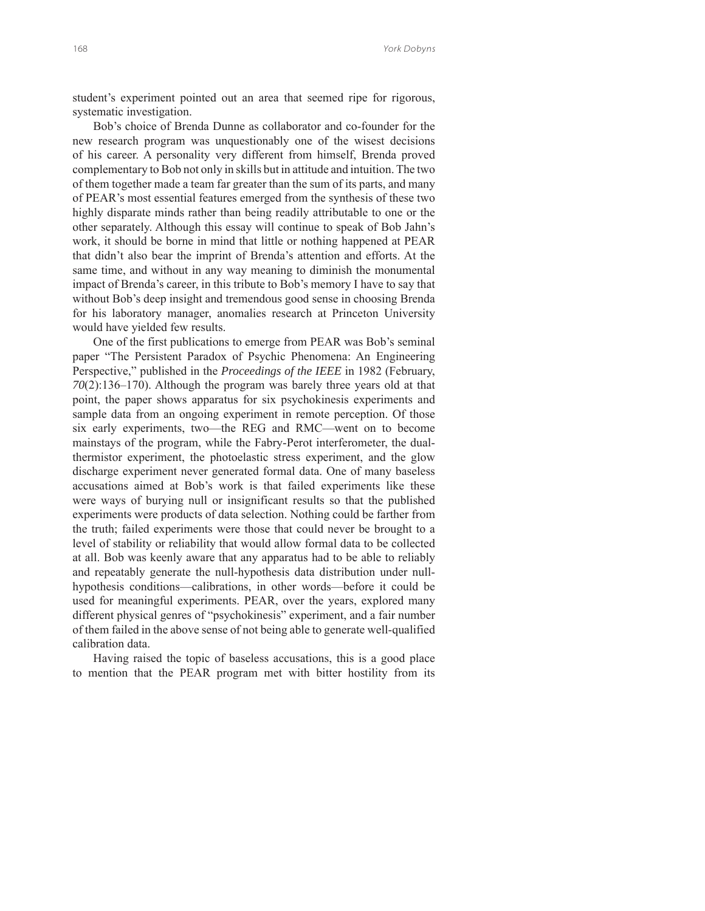student's experiment pointed out an area that seemed ripe for rigorous, systematic investigation.

Bob's choice of Brenda Dunne as collaborator and co-founder for the new research program was unquestionably one of the wisest decisions of his career. A personality very different from himself, Brenda proved complementary to Bob not only in skills but in attitude and intuition. The two of them together made a team far greater than the sum of its parts, and many of PEAR's most essential features emerged from the synthesis of these two highly disparate minds rather than being readily attributable to one or the other separately. Although this essay will continue to speak of Bob Jahn's work, it should be borne in mind that little or nothing happened at PEAR that didn't also bear the imprint of Brenda's attention and efforts. At the same time, and without in any way meaning to diminish the monumental impact of Brenda's career, in this tribute to Bob's memory I have to say that without Bob's deep insight and tremendous good sense in choosing Brenda for his laboratory manager, anomalies research at Princeton University would have yielded few results.

One of the first publications to emerge from PEAR was Bob's seminal paper "The Persistent Paradox of Psychic Phenomena: An Engineering Perspective," published in the *Proceedings of the IEEE* in 1982 (February, *70*(2):136–170). Although the program was barely three years old at that point, the paper shows apparatus for six psychokinesis experiments and sample data from an ongoing experiment in remote perception. Of those six early experiments, two—the REG and RMC—went on to become mainstays of the program, while the Fabry-Perot interferometer, the dual-thermistor experiment, the photoelastic stress experiment, and the glow discharge experiment never generated formal data. One of many baseless accusations aimed at Bob's work is that failed experiments like these were ways of burying null or insignificant results so that the published experiments were products of data selection. Nothing could be farther from the truth; failed experiments were those that could never be brought to a level of stability or reliability that would allow formal data to be collected at all. Bob was keenly aware that any apparatus had to be able to reliably and repeatably generate the null-hypothesis data distribution under null-hypothesis conditions—calibrations, in other words—before it could be used for meaningful experiments. PEAR, over the years, explored many different physical genres of "psychokinesis" experiment, and a fair number of them failed in the above sense of not being able to generate well-qualified calibration data.

Having raised the topic of baseless accusations, this is a good place to mention that the PEAR program met with bitter hostility from its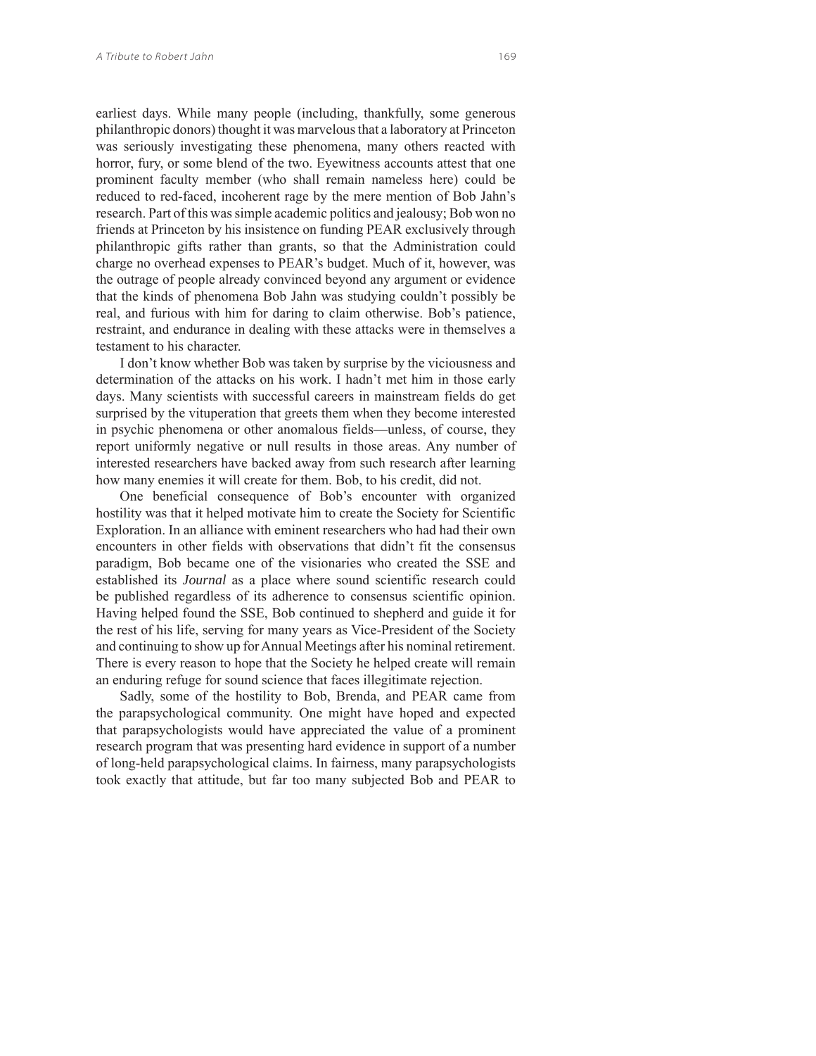earliest days. While many people (including, thankfully, some generous philanthropic donors) thought it was marvelous that a laboratory at Princeton was seriously investigating these phenomena, many others reacted with horror, fury, or some blend of the two. Eyewitness accounts attest that one prominent faculty member (who shall remain nameless here) could be reduced to red-faced, incoherent rage by the mere mention of Bob Jahn's research. Part of this was simple academic politics and jealousy; Bob won no friends at Princeton by his insistence on funding PEAR exclusively through philanthropic gifts rather than grants, so that the Administration could charge no overhead expenses to PEAR's budget. Much of it, however, was the outrage of people already convinced beyond any argument or evidence that the kinds of phenomena Bob Jahn was studying couldn't possibly be real, and furious with him for daring to claim otherwise. Bob's patience, restraint, and endurance in dealing with these attacks were in themselves a testament to his character.

I don't know whether Bob was taken by surprise by the viciousness and determination of the attacks on his work. I hadn't met him in those early days. Many scientists with successful careers in mainstream fields do get surprised by the vituperation that greets them when they become interested in psychic phenomena or other anomalous fields—unless, of course, they report uniformly negative or null results in those areas. Any number of interested researchers have backed away from such research after learning how many enemies it will create for them. Bob, to his credit, did not.

One beneficial consequence of Bob's encounter with organized hostility was that it helped motivate him to create the Society for Scientific Exploration. In an alliance with eminent researchers who had had their own encounters in other fields with observations that didn't fit the consensus paradigm, Bob became one of the visionaries who created the SSE and established its *Journal* as a place where sound scientific research could be published regardless of its adherence to consensus scientific opinion. Having helped found the SSE, Bob continued to shepherd and guide it for the rest of his life, serving for many years as Vice-President of the Society and continuing to show up for Annual Meetings after his nominal retirement. There is every reason to hope that the Society he helped create will remain an enduring refuge for sound science that faces illegitimate rejection.

Sadly, some of the hostility to Bob, Brenda, and PEAR came from the parapsychological community. One might have hoped and expected that parapsychologists would have appreciated the value of a prominent research program that was presenting hard evidence in support of a number of long-held parapsychological claims. In fairness, many parapsychologists took exactly that attitude, but far too many subjected Bob and PEAR to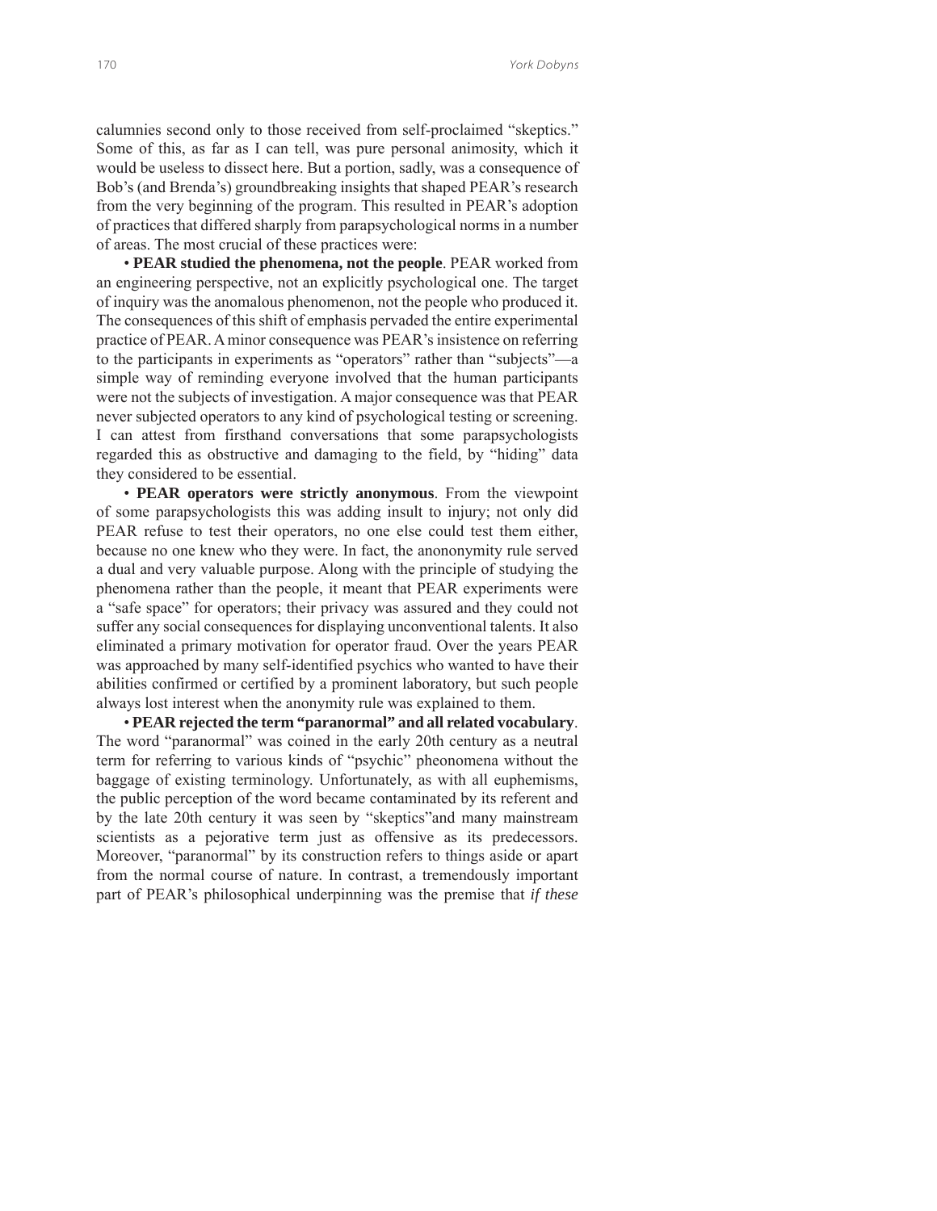calumnies second only to those received from self-proclaimed "skeptics." Some of this, as far as I can tell, was pure personal animosity, which it would be useless to dissect here. But a portion, sadly, was a consequence of Bob's (and Brenda's) groundbreaking insights that shaped PEAR's research from the very beginning of the program. This resulted in PEAR's adoption of practices that differed sharply from parapsychological norms in a number of areas. The most crucial of these practices were:

• **PEAR studied the phenomena, not the people**. PEAR worked from an engineering perspective, not an explicitly psychological one. The target of inquiry was the anomalous phenomenon, not the people who produced it. The consequences of this shift of emphasis pervaded the entire experimental practice of PEAR. A minor consequence was PEAR's insistence on referring to the participants in experiments as "operators" rather than "subjects"—a simple way of reminding everyone involved that the human participants were not the subjects of investigation. A major consequence was that PEAR never subjected operators to any kind of psychological testing or screening. I can attest from firsthand conversations that some parapsychologists regarded this as obstructive and damaging to the field, by "hiding" data they considered to be essential.

• **PEAR operators were strictly anonymous**. From the viewpoint of some parapsychologists this was adding insult to injury; not only did PEAR refuse to test their operators, no one else could test them either, because no one knew who they were. In fact, the anononymity rule served a dual and very valuable purpose. Along with the principle of studying the phenomena rather than the people, it meant that PEAR experiments were a "safe space" for operators; their privacy was assured and they could not suffer any social consequences for displaying unconventional talents. It also eliminated a primary motivation for operator fraud. Over the years PEAR was approached by many self-identified psychics who wanted to have their abilities confirmed or certified by a prominent laboratory, but such people always lost interest when the anonymity rule was explained to them.

• **PEAR rejected the term "paranormal" and all related vocabulary**. The word "paranormal" was coined in the early 20th century as a neutral term for referring to various kinds of "psychic" pheonomena without the baggage of existing terminology. Unfortunately, as with all euphemisms, the public perception of the word became contaminated by its referent and by the late 20th century it was seen by "skeptics"and many mainstream scientists as a pejorative term just as offensive as its predecessors. Moreover, "paranormal" by its construction refers to things aside or apart from the normal course of nature. In contrast, a tremendously important part of PEAR's philosophical underpinning was the premise that *if these*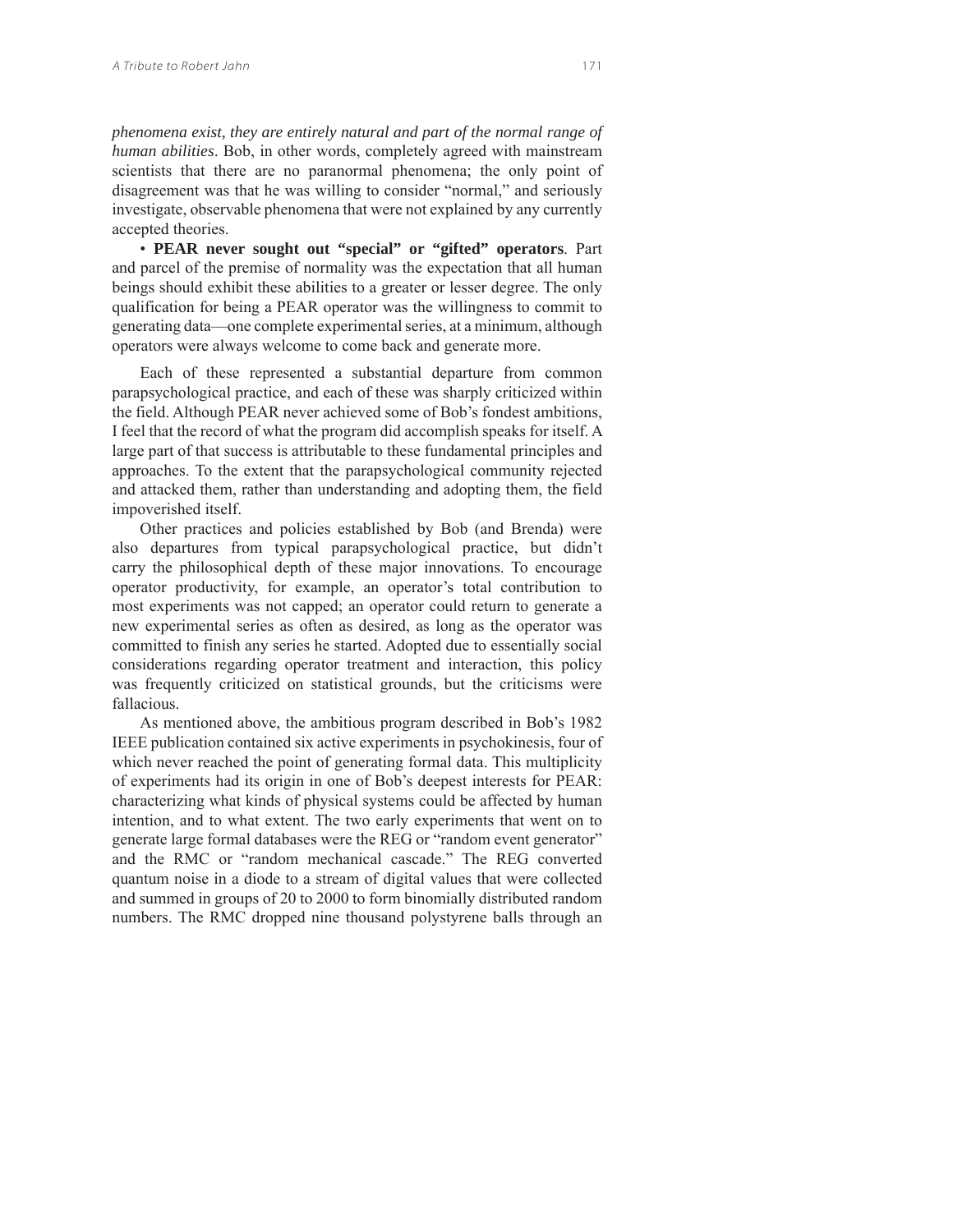*phenomena exist, they are entirely natural and part of the normal range of human abilities*. Bob, in other words, completely agreed with mainstream scientists that there are no paranormal phenomena; the only point of disagreement was that he was willing to consider "normal," and seriously investigate, observable phenomena that were not explained by any currently accepted theories.

• **PEAR never sought out "special" or "gifted" operators**. Part and parcel of the premise of normality was the expectation that all human beings should exhibit these abilities to a greater or lesser degree. The only qualification for being a PEAR operator was the willingness to commit to generating data—one complete experimental series, at a minimum, although operators were always welcome to come back and generate more.

Each of these represented a substantial departure from common parapsychological practice, and each of these was sharply criticized within the field. Although PEAR never achieved some of Bob's fondest ambitions, I feel that the record of what the program did accomplish speaks for itself. A large part of that success is attributable to these fundamental principles and approaches. To the extent that the parapsychological community rejected and attacked them, rather than understanding and adopting them, the field impoverished itself.

Other practices and policies established by Bob (and Brenda) were also departures from typical parapsychological practice, but didn't carry the philosophical depth of these major innovations. To encourage operator productivity, for example, an operator's total contribution to most experiments was not capped; an operator could return to generate a new experimental series as often as desired, as long as the operator was committed to finish any series he started. Adopted due to essentially social considerations regarding operator treatment and interaction, this policy was frequently criticized on statistical grounds, but the criticisms were fallacious.

As mentioned above, the ambitious program described in Bob's 1982 IEEE publication contained six active experiments in psychokinesis, four of which never reached the point of generating formal data. This multiplicity of experiments had its origin in one of Bob's deepest interests for PEAR: characterizing what kinds of physical systems could be affected by human intention, and to what extent. The two early experiments that went on to generate large formal databases were the REG or "random event generator" and the RMC or "random mechanical cascade." The REG converted quantum noise in a diode to a stream of digital values that were collected and summed in groups of 20 to 2000 to form binomially distributed random numbers. The RMC dropped nine thousand polystyrene balls through an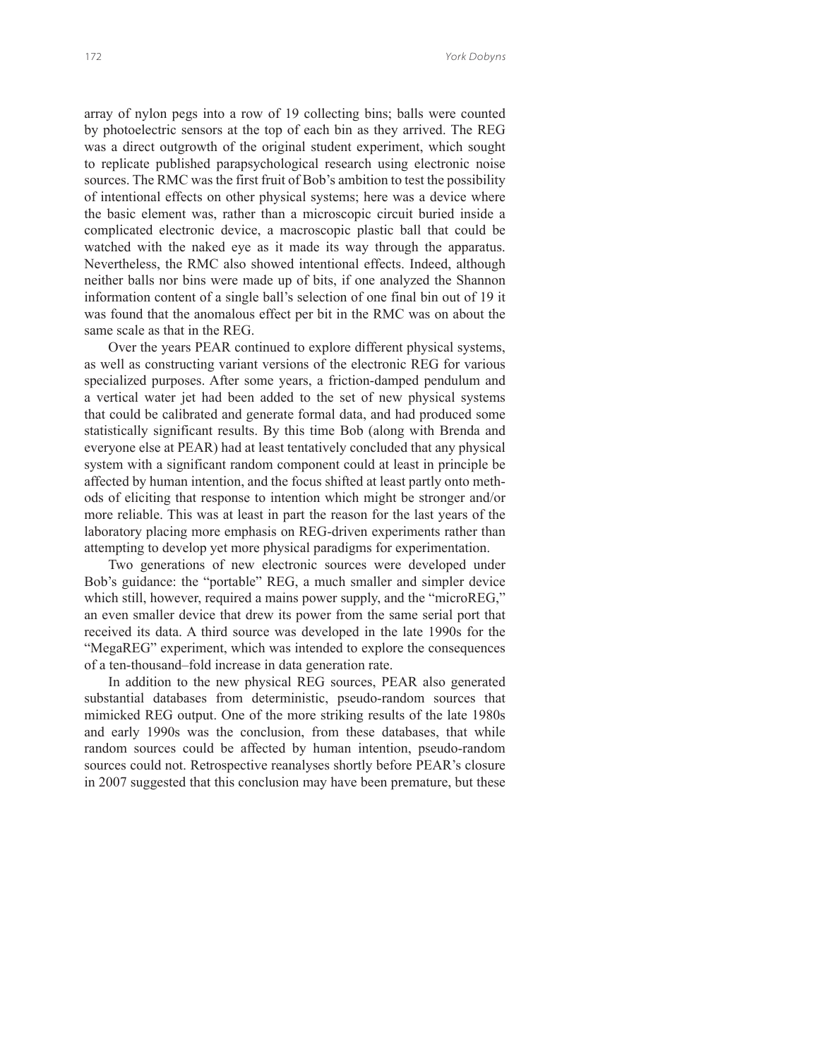array of nylon pegs into a row of 19 collecting bins; balls were counted by photoelectric sensors at the top of each bin as they arrived. The REG was a direct outgrowth of the original student experiment, which sought to replicate published parapsychological research using electronic noise sources. The RMC was the first fruit of Bob's ambition to test the possibility of intentional effects on other physical systems; here was a device where the basic element was, rather than a microscopic circuit buried inside a complicated electronic device, a macroscopic plastic ball that could be watched with the naked eye as it made its way through the apparatus. Nevertheless, the RMC also showed intentional effects. Indeed, although neither balls nor bins were made up of bits, if one analyzed the Shannon information content of a single ball's selection of one final bin out of 19 it was found that the anomalous effect per bit in the RMC was on about the same scale as that in the REG.

Over the years PEAR continued to explore different physical systems, as well as constructing variant versions of the electronic REG for various specialized purposes. After some years, a friction-damped pendulum and a vertical water jet had been added to the set of new physical systems that could be calibrated and generate formal data, and had produced some statistically significant results. By this time Bob (along with Brenda and everyone else at PEAR) had at least tentatively concluded that any physical system with a significant random component could at least in principle be affected by human intention, and the focus shifted at least partly onto methods of eliciting that response to intention which might be stronger and/or more reliable. This was at least in part the reason for the last years of the laboratory placing more emphasis on REG-driven experiments rather than attempting to develop yet more physical paradigms for experimentation.

Two generations of new electronic sources were developed under Bob's guidance: the "portable" REG, a much smaller and simpler device which still, however, required a mains power supply, and the "microREG," an even smaller device that drew its power from the same serial port that received its data. A third source was developed in the late 1990s for the "MegaREG" experiment, which was intended to explore the consequences of a ten-thousand–fold increase in data generation rate.

In addition to the new physical REG sources, PEAR also generated substantial databases from deterministic, pseudo-random sources that mimicked REG output. One of the more striking results of the late 1980s and early 1990s was the conclusion, from these databases, that while random sources could be affected by human intention, pseudo-random sources could not. Retrospective reanalyses shortly before PEAR's closure in 2007 suggested that this conclusion may have been premature, but these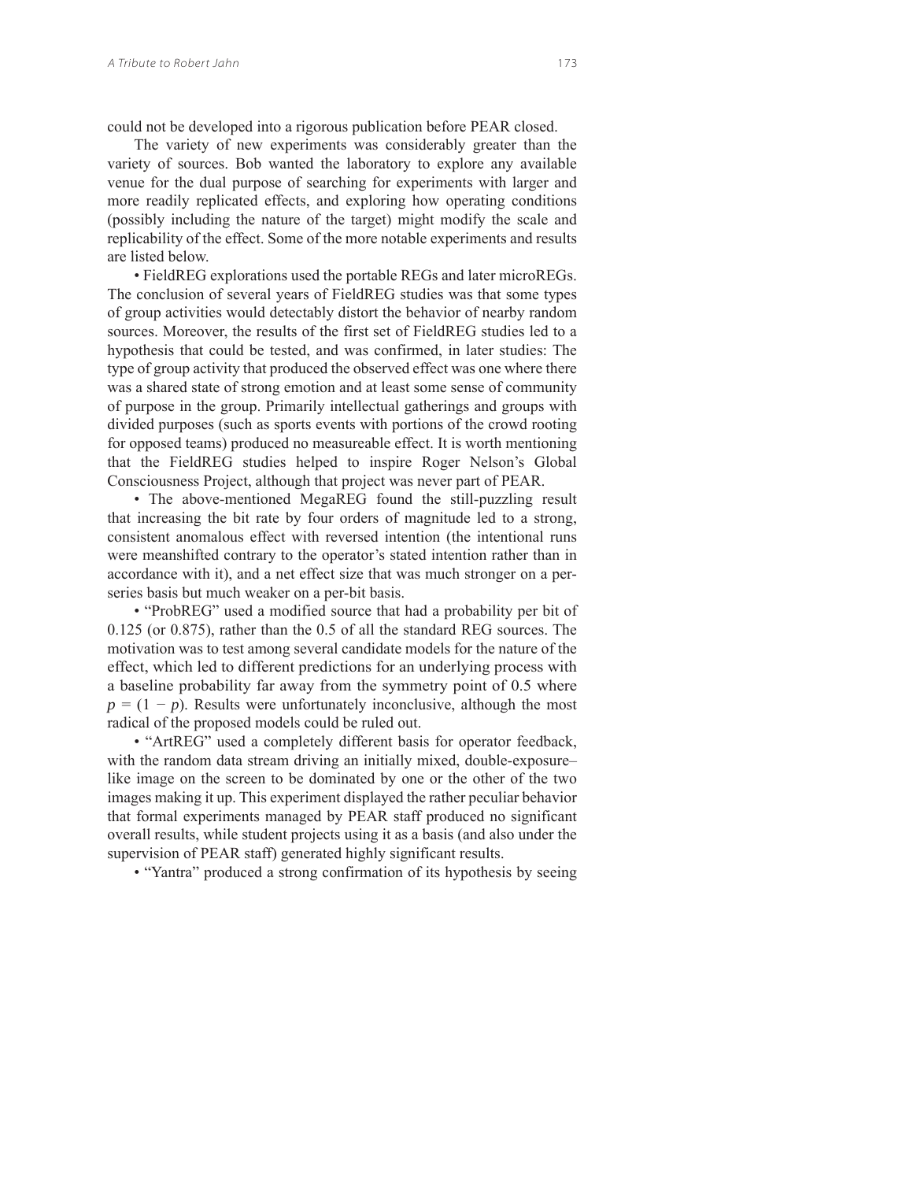could not be developed into a rigorous publication before PEAR closed.

The variety of new experiments was considerably greater than the variety of sources. Bob wanted the laboratory to explore any available venue for the dual purpose of searching for experiments with larger and more readily replicated effects, and exploring how operating conditions (possibly including the nature of the target) might modify the scale and replicability of the effect. Some of the more notable experiments and results are listed below.

- FieldREG explorations used the portable REGs and later microREGs. The conclusion of several years of FieldREG studies was that some types of group activities would detectably distort the behavior of nearby random sources. Moreover, the results of the first set of FieldREG studies led to a hypothesis that could be tested, and was confirmed, in later studies: The type of group activity that produced the observed effect was one where there was a shared state of strong emotion and at least some sense of community of purpose in the group. Primarily intellectual gatherings and groups with divided purposes (such as sports events with portions of the crowd rooting for opposed teams) produced no measureable effect. It is worth mentioning that the FieldREG studies helped to inspire Roger Nelson's Global Consciousness Project, although that project was never part of PEAR.

- The above-mentioned MegaREG found the still-puzzling result that increasing the bit rate by four orders of magnitude led to a strong, consistent anomalous effect with reversed intention (the intentional runs were meanshifted contrary to the operator's stated intention rather than in accordance with it), and a net effect size that was much stronger on a per-series basis but much weaker on a per-bit basis.

- "ProbREG" used a modified source that had a probability per bit of 0.125 (or 0.875), rather than the 0.5 of all the standard REG sources. The motivation was to test among several candidate models for the nature of the effect, which led to different predictions for an underlying process with a baseline probability far away from the symmetry point of 0.5 where $p = (1 - p)$. Results were unfortunately inconclusive, although the most radical of the proposed models could be ruled out.

- "ArtREG" used a completely different basis for operator feedback, with the random data stream driving an initially mixed, double-exposure–like image on the screen to be dominated by one or the other of the two images making it up. This experiment displayed the rather peculiar behavior that formal experiments managed by PEAR staff produced no significant overall results, while student projects using it as a basis (and also under the supervision of PEAR staff) generated highly significant results.

- "Yantra" produced a strong confirmation of its hypothesis by seeing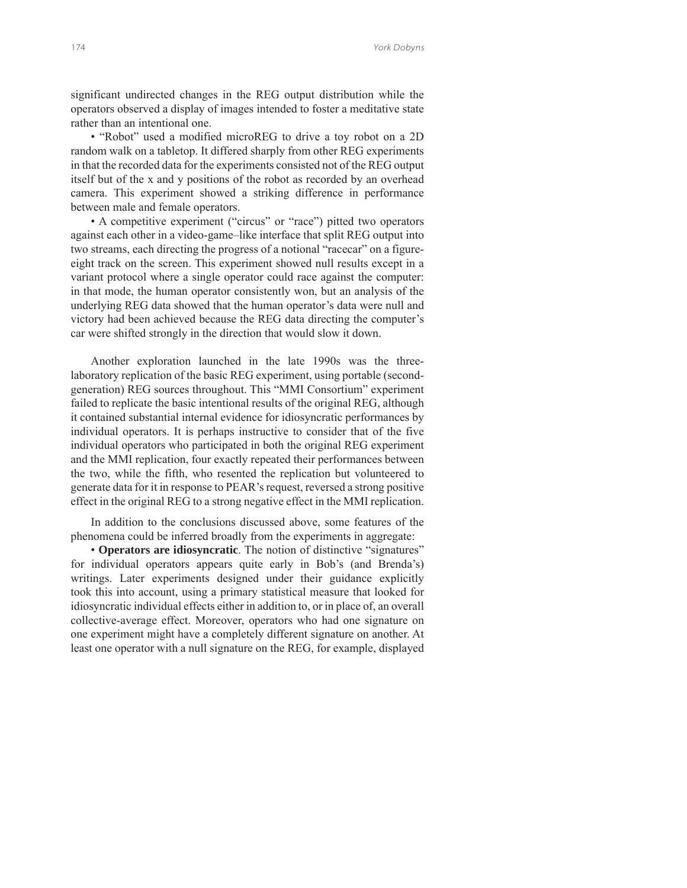significant undirected changes in the REG output distribution while the operators observed a display of images intended to foster a meditative state rather than an intentional one.

- "Robot" used a modified microREG to drive a toy robot on a 2D random walk on a tabletop. It differed sharply from other REG experiments in that the recorded data for the experiments consisted not of the REG output itself but of the x and y positions of the robot as recorded by an overhead camera. This experiment showed a striking difference in performance between male and female operators.
- A competitive experiment ("circus" or "race") pitted two operators against each other in a video-game–like interface that split REG output into two streams, each directing the progress of a notional "racecar" on a figure-eight track on the screen. This experiment showed null results except in a variant protocol where a single operator could race against the computer: in that mode, the human operator consistently won, but an analysis of the underlying REG data showed that the human operator's data were null and victory had been achieved because the REG data directing the computer's car were shifted strongly in the direction that would slow it down.

Another exploration launched in the late 1990s was the three-laboratory replication of the basic REG experiment, using portable (second-generation) REG sources throughout. This "MMI Consortium" experiment failed to replicate the basic intentional results of the original REG, although it contained substantial internal evidence for idiosyncratic performances by individual operators. It is perhaps instructive to consider that of the five individual operators who participated in both the original REG experiment and the MMI replication, four exactly repeated their performances between the two, while the fifth, who resented the replication but volunteered to generate data for it in response to PEAR's request, reversed a strong positive effect in the original REG to a strong negative effect in the MMI replication.

In addition to the conclusions discussed above, some features of the phenomena could be inferred broadly from the experiments in aggregate:

- **Operators are idiosyncratic**. The notion of distinctive "signatures" for individual operators appears quite early in Bob's (and Brenda's) writings. Later experiments designed under their guidance explicitly took this into account, using a primary statistical measure that looked for idiosyncratic individual effects either in addition to, or in place of, an overall collective-average effect. Moreover, operators who had one signature on one experiment might have a completely different signature on another. At least one operator with a null signature on the REG, for example, displayed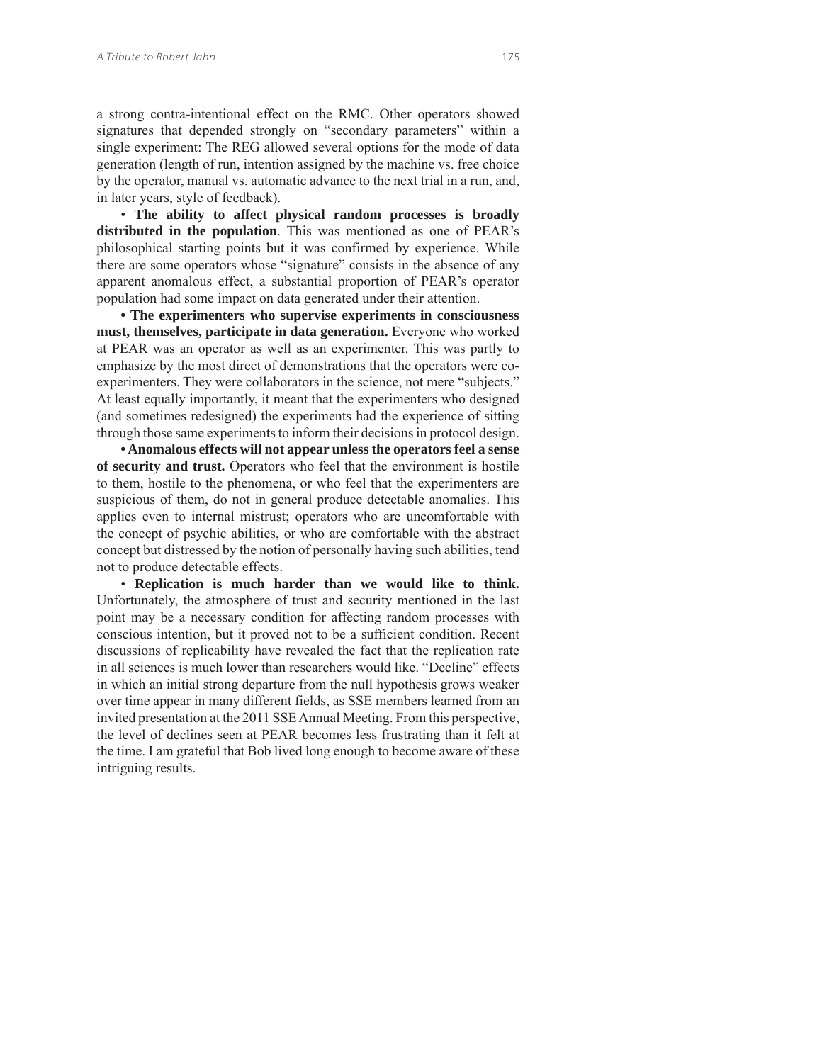a strong contra-intentional effect on the RMC. Other operators showed signatures that depended strongly on "secondary parameters" within a single experiment: The REG allowed several options for the mode of data generation (length of run, intention assigned by the machine vs. free choice by the operator, manual vs. automatic advance to the next trial in a run, and, in later years, style of feedback).

• **The ability to affect physical random processes is broadly distributed in the population**. This was mentioned as one of PEAR's philosophical starting points but it was confirmed by experience. While there are some operators whose "signature" consists in the absence of any apparent anomalous effect, a substantial proportion of PEAR's operator population had some impact on data generated under their attention.

**• The experimenters who supervise experiments in consciousness must, themselves, participate in data generation.** Everyone who worked at PEAR was an operator as well as an experimenter. This was partly to emphasize by the most direct of demonstrations that the operators were co-experimenters. They were collaborators in the science, not mere "subjects." At least equally importantly, it meant that the experimenters who designed (and sometimes redesigned) the experiments had the experience of sitting through those same experiments to inform their decisions in protocol design.

**• Anomalous effects will not appear unless the operators feel a sense of security and trust.** Operators who feel that the environment is hostile to them, hostile to the phenomena, or who feel that the experimenters are suspicious of them, do not in general produce detectable anomalies. This applies even to internal mistrust; operators who are uncomfortable with the concept of psychic abilities, or who are comfortable with the abstract concept but distressed by the notion of personally having such abilities, tend not to produce detectable effects.

• **Replication is much harder than we would like to think.** Unfortunately, the atmosphere of trust and security mentioned in the last point may be a necessary condition for affecting random processes with conscious intention, but it proved not to be a sufficient condition. Recent discussions of replicability have revealed the fact that the replication rate in all sciences is much lower than researchers would like. "Decline" effects in which an initial strong departure from the null hypothesis grows weaker over time appear in many different fields, as SSE members learned from an invited presentation at the 2011 SSE Annual Meeting. From this perspective, the level of declines seen at PEAR becomes less frustrating than it felt at the time. I am grateful that Bob lived long enough to become aware of these intriguing results.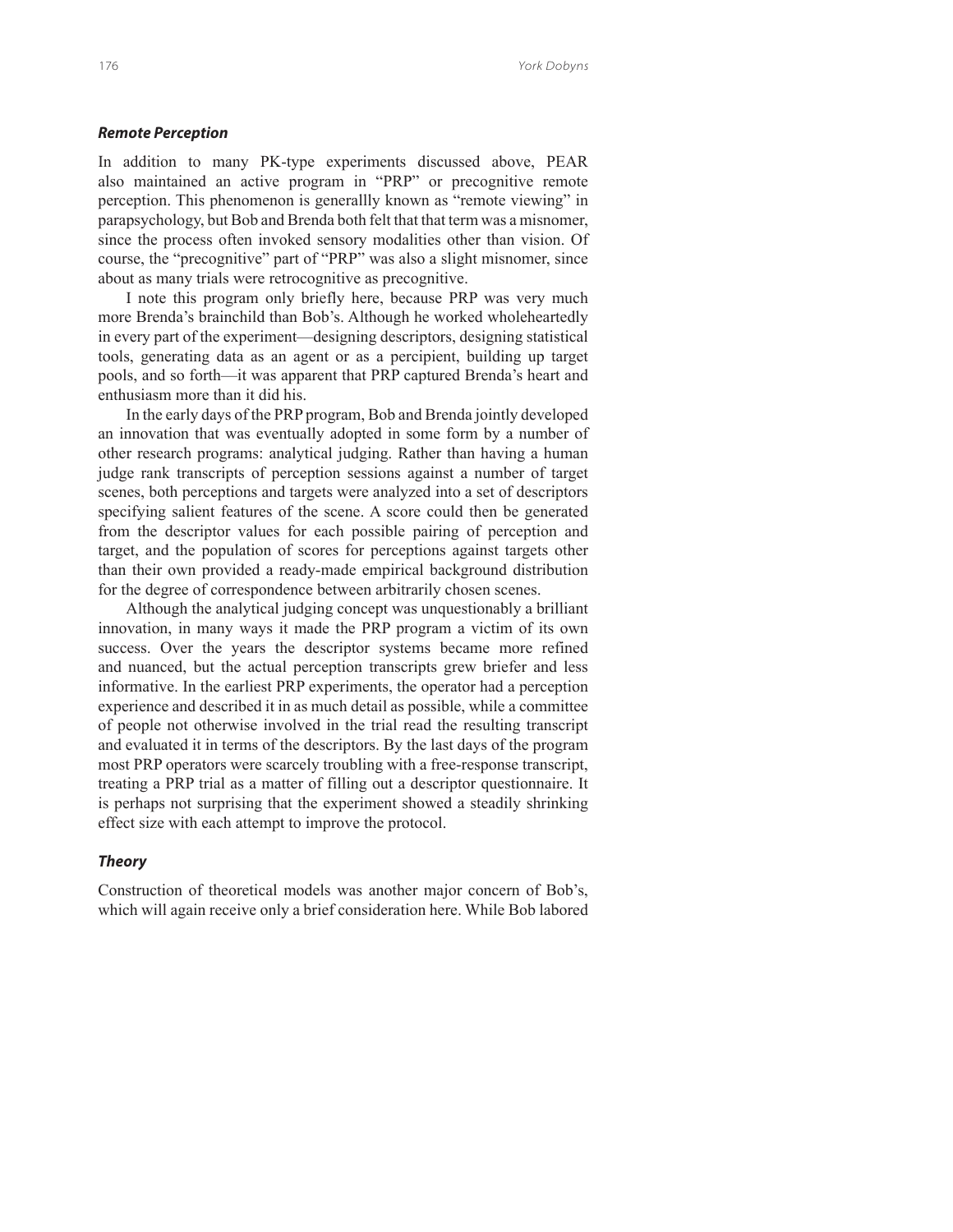### *Remote Perception*

In addition to many PK-type experiments discussed above, PEAR also maintained an active program in "PRP" or precognitive remote perception. This phenomenon is generallly known as "remote viewing" in parapsychology, but Bob and Brenda both felt that that term was a misnomer, since the process often invoked sensory modalities other than vision. Of course, the "precognitive" part of "PRP" was also a slight misnomer, since about as many trials were retrocognitive as precognitive.

I note this program only briefly here, because PRP was very much more Brenda's brainchild than Bob's. Although he worked wholeheartedly in every part of the experiment—designing descriptors, designing statistical tools, generating data as an agent or as a percipient, building up target pools, and so forth—it was apparent that PRP captured Brenda's heart and enthusiasm more than it did his.

In the early days of the PRP program, Bob and Brenda jointly developed an innovation that was eventually adopted in some form by a number of other research programs: analytical judging. Rather than having a human judge rank transcripts of perception sessions against a number of target scenes, both perceptions and targets were analyzed into a set of descriptors specifying salient features of the scene. A score could then be generated from the descriptor values for each possible pairing of perception and target, and the population of scores for perceptions against targets other than their own provided a ready-made empirical background distribution for the degree of correspondence between arbitrarily chosen scenes.

Although the analytical judging concept was unquestionably a brilliant innovation, in many ways it made the PRP program a victim of its own success. Over the years the descriptor systems became more refined and nuanced, but the actual perception transcripts grew briefer and less informative. In the earliest PRP experiments, the operator had a perception experience and described it in as much detail as possible, while a committee of people not otherwise involved in the trial read the resulting transcript and evaluated it in terms of the descriptors. By the last days of the program most PRP operators were scarcely troubling with a free-response transcript, treating a PRP trial as a matter of filling out a descriptor questionnaire. It is perhaps not surprising that the experiment showed a steadily shrinking effect size with each attempt to improve the protocol.

### *Theory*

Construction of theoretical models was another major concern of Bob's, which will again receive only a brief consideration here. While Bob labored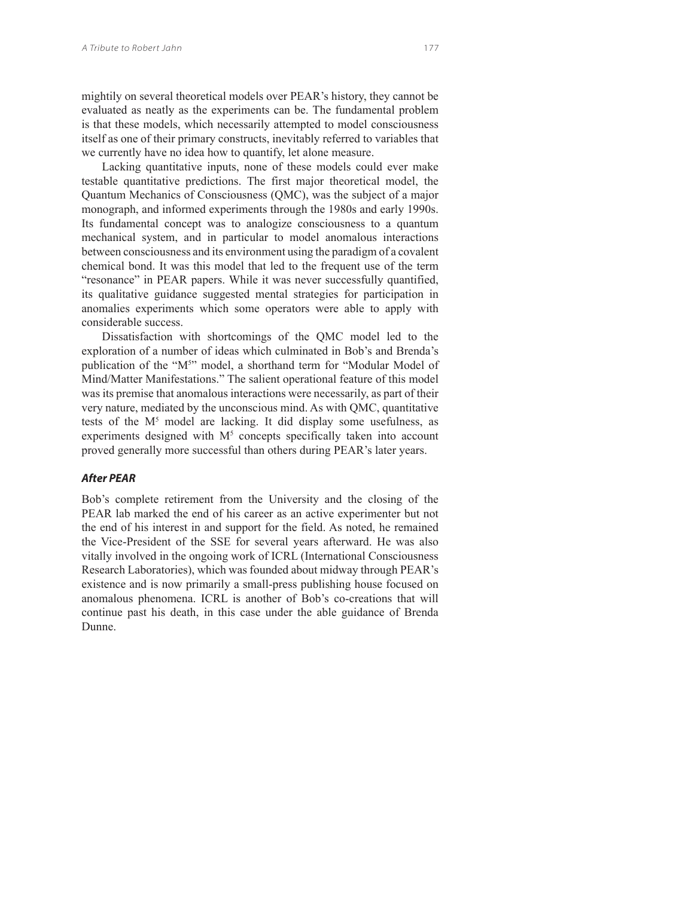mightily on several theoretical models over PEAR's history, they cannot be evaluated as neatly as the experiments can be. The fundamental problem is that these models, which necessarily attempted to model consciousness itself as one of their primary constructs, inevitably referred to variables that we currently have no idea how to quantify, let alone measure.

Lacking quantitative inputs, none of these models could ever make testable quantitative predictions. The first major theoretical model, the Quantum Mechanics of Consciousness (QMC), was the subject of a major monograph, and informed experiments through the 1980s and early 1990s. Its fundamental concept was to analogize consciousness to a quantum mechanical system, and in particular to model anomalous interactions between consciousness and its environment using the paradigm of a covalent chemical bond. It was this model that led to the frequent use of the term "resonance" in PEAR papers. While it was never successfully quantified, its qualitative guidance suggested mental strategies for participation in anomalies experiments which some operators were able to apply with considerable success.

Dissatisfaction with shortcomings of the QMC model led to the exploration of a number of ideas which culminated in Bob's and Brenda's publication of the "$M^5$" model, a shorthand term for "Modular Model of Mind/Matter Manifestations." The salient operational feature of this model was its premise that anomalous interactions were necessarily, as part of their very nature, mediated by the unconscious mind. As with QMC, quantitative tests of the $M^5$ model are lacking. It did display some usefulness, as experiments designed with $M^5$ concepts specifically taken into account proved generally more successful than others during PEAR's later years.

### *After PEAR*

Bob's complete retirement from the University and the closing of the PEAR lab marked the end of his career as an active experimenter but not the end of his interest in and support for the field. As noted, he remained the Vice-President of the SSE for several years afterward. He was also vitally involved in the ongoing work of ICRL (International Consciousness Research Laboratories), which was founded about midway through PEAR's existence and is now primarily a small-press publishing house focused on anomalous phenomena. ICRL is another of Bob's co-creations that will continue past his death, in this case under the able guidance of Brenda Dunne.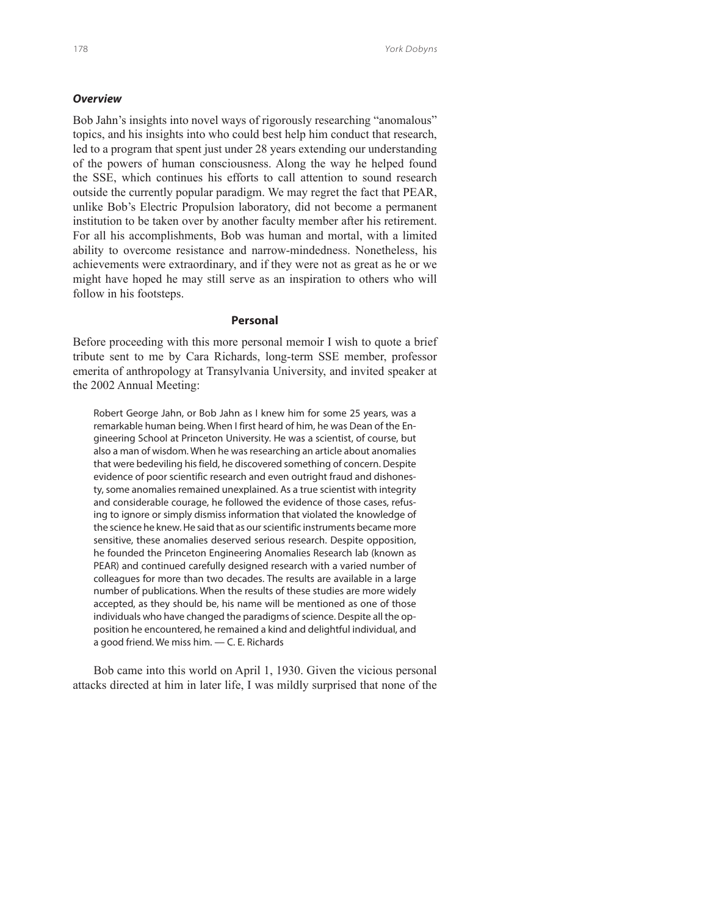### *Overview*

Bob Jahn's insights into novel ways of rigorously researching "anomalous" topics, and his insights into who could best help him conduct that research, led to a program that spent just under 28 years extending our understanding of the powers of human consciousness. Along the way he helped found the SSE, which continues his efforts to call attention to sound research outside the currently popular paradigm. We may regret the fact that PEAR, unlike Bob's Electric Propulsion laboratory, did not become a permanent institution to be taken over by another faculty member after his retirement. For all his accomplishments, Bob was human and mortal, with a limited ability to overcome resistance and narrow-mindedness. Nonetheless, his achievements were extraordinary, and if they were not as great as he or we might have hoped he may still serve as an inspiration to others who will follow in his footsteps.

## Personal

Before proceeding with this more personal memoir I wish to quote a brief tribute sent to me by Cara Richards, long-term SSE member, professor emerita of anthropology at Transylvania University, and invited speaker at the 2002 Annual Meeting:

> Robert George Jahn, or Bob Jahn as I knew him for some 25 years, was a remarkable human being. When I first heard of him, he was Dean of the Engineering School at Princeton University. He was a scientist, of course, but also a man of wisdom. When he was researching an article about anomalies that were bedeviling his field, he discovered something of concern. Despite evidence of poor scientific research and even outright fraud and dishonesty, some anomalies remained unexplained. As a true scientist with integrity and considerable courage, he followed the evidence of those cases, refusing to ignore or simply dismiss information that violated the knowledge of the science he knew. He said that as our scientific instruments became more sensitive, these anomalies deserved serious research. Despite opposition, he founded the Princeton Engineering Anomalies Research lab (known as PEAR) and continued carefully designed research with a varied number of colleagues for more than two decades. The results are available in a large number of publications. When the results of these studies are more widely accepted, as they should be, his name will be mentioned as one of those individuals who have changed the paradigms of science. Despite all the opposition he encountered, he remained a kind and delightful individual, and a good friend. We miss him. — C. E. Richards

Bob came into this world on April 1, 1930. Given the vicious personal attacks directed at him in later life, I was mildly surprised that none of the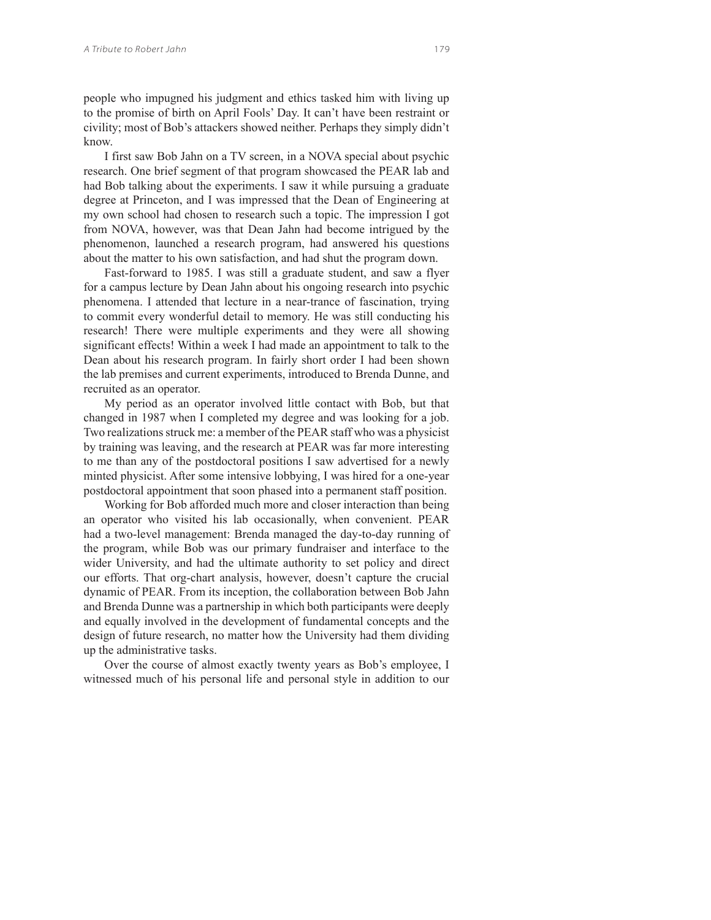people who impugned his judgment and ethics tasked him with living up to the promise of birth on April Fools' Day. It can't have been restraint or civility; most of Bob's attackers showed neither. Perhaps they simply didn't know.

I first saw Bob Jahn on a TV screen, in a NOVA special about psychic research. One brief segment of that program showcased the PEAR lab and had Bob talking about the experiments. I saw it while pursuing a graduate degree at Princeton, and I was impressed that the Dean of Engineering at my own school had chosen to research such a topic. The impression I got from NOVA, however, was that Dean Jahn had become intrigued by the phenomenon, launched a research program, had answered his questions about the matter to his own satisfaction, and had shut the program down.

Fast-forward to 1985. I was still a graduate student, and saw a flyer for a campus lecture by Dean Jahn about his ongoing research into psychic phenomena. I attended that lecture in a near-trance of fascination, trying to commit every wonderful detail to memory. He was still conducting his research! There were multiple experiments and they were all showing significant effects! Within a week I had made an appointment to talk to the Dean about his research program. In fairly short order I had been shown the lab premises and current experiments, introduced to Brenda Dunne, and recruited as an operator.

My period as an operator involved little contact with Bob, but that changed in 1987 when I completed my degree and was looking for a job. Two realizations struck me: a member of the PEAR staff who was a physicist by training was leaving, and the research at PEAR was far more interesting to me than any of the postdoctoral positions I saw advertised for a newly minted physicist. After some intensive lobbying, I was hired for a one-year postdoctoral appointment that soon phased into a permanent staff position.

Working for Bob afforded much more and closer interaction than being an operator who visited his lab occasionally, when convenient. PEAR had a two-level management: Brenda managed the day-to-day running of the program, while Bob was our primary fundraiser and interface to the wider University, and had the ultimate authority to set policy and direct our efforts. That org-chart analysis, however, doesn't capture the crucial dynamic of PEAR. From its inception, the collaboration between Bob Jahn and Brenda Dunne was a partnership in which both participants were deeply and equally involved in the development of fundamental concepts and the design of future research, no matter how the University had them dividing up the administrative tasks.

Over the course of almost exactly twenty years as Bob's employee, I witnessed much of his personal life and personal style in addition to our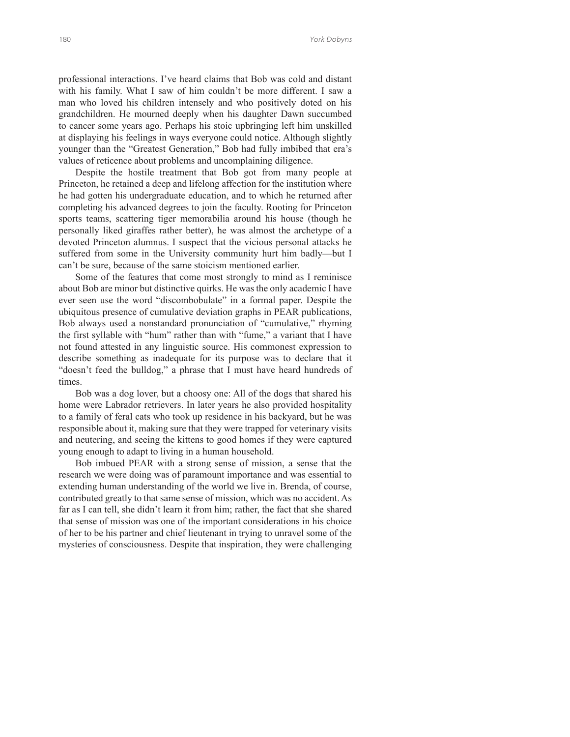professional interactions. I've heard claims that Bob was cold and distant with his family. What I saw of him couldn't be more different. I saw a man who loved his children intensely and who positively doted on his grandchildren. He mourned deeply when his daughter Dawn succumbed to cancer some years ago. Perhaps his stoic upbringing left him unskilled at displaying his feelings in ways everyone could notice. Although slightly younger than the "Greatest Generation," Bob had fully imbibed that era's values of reticence about problems and uncomplaining diligence.

Despite the hostile treatment that Bob got from many people at Princeton, he retained a deep and lifelong affection for the institution where he had gotten his undergraduate education, and to which he returned after completing his advanced degrees to join the faculty. Rooting for Princeton sports teams, scattering tiger memorabilia around his house (though he personally liked giraffes rather better), he was almost the archetype of a devoted Princeton alumnus. I suspect that the vicious personal attacks he suffered from some in the University community hurt him badly—but I can't be sure, because of the same stoicism mentioned earlier.

Some of the features that come most strongly to mind as I reminisce about Bob are minor but distinctive quirks. He was the only academic I have ever seen use the word "discombobulate" in a formal paper. Despite the ubiquitous presence of cumulative deviation graphs in PEAR publications, Bob always used a nonstandard pronunciation of "cumulative," rhyming the first syllable with "hum" rather than with "fume," a variant that I have not found attested in any linguistic source. His commonest expression to describe something as inadequate for its purpose was to declare that it "doesn't feed the bulldog," a phrase that I must have heard hundreds of times.

Bob was a dog lover, but a choosy one: All of the dogs that shared his home were Labrador retrievers. In later years he also provided hospitality to a family of feral cats who took up residence in his backyard, but he was responsible about it, making sure that they were trapped for veterinary visits and neutering, and seeing the kittens to good homes if they were captured young enough to adapt to living in a human household.

Bob imbued PEAR with a strong sense of mission, a sense that the research we were doing was of paramount importance and was essential to extending human understanding of the world we live in. Brenda, of course, contributed greatly to that same sense of mission, which was no accident. As far as I can tell, she didn't learn it from him; rather, the fact that she shared that sense of mission was one of the important considerations in his choice of her to be his partner and chief lieutenant in trying to unravel some of the mysteries of consciousness. Despite that inspiration, they were challenging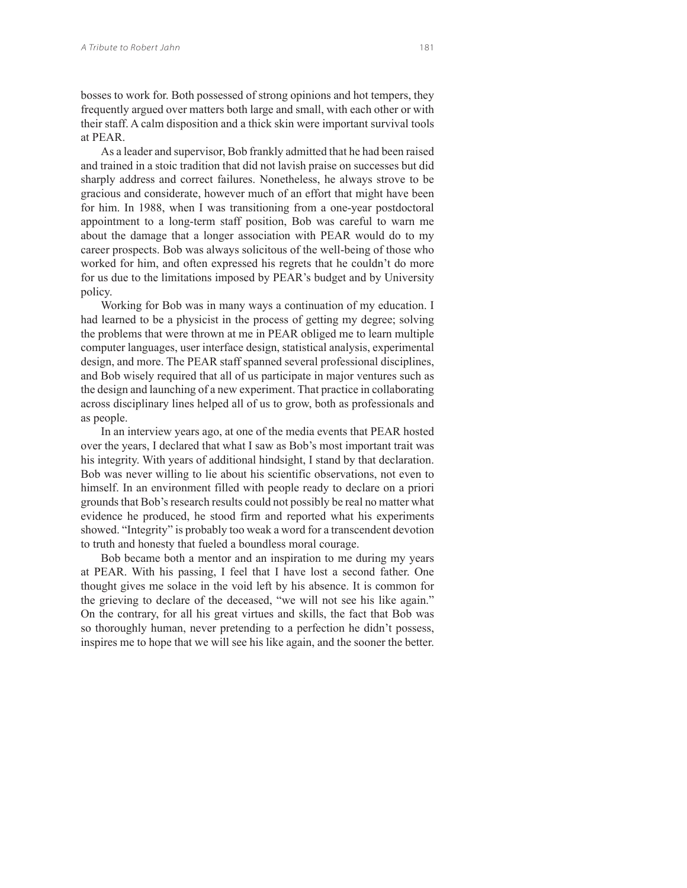bosses to work for. Both possessed of strong opinions and hot tempers, they frequently argued over matters both large and small, with each other or with their staff. A calm disposition and a thick skin were important survival tools at PEAR.

As a leader and supervisor, Bob frankly admitted that he had been raised and trained in a stoic tradition that did not lavish praise on successes but did sharply address and correct failures. Nonetheless, he always strove to be gracious and considerate, however much of an effort that might have been for him. In 1988, when I was transitioning from a one-year postdoctoral appointment to a long-term staff position, Bob was careful to warn me about the damage that a longer association with PEAR would do to my career prospects. Bob was always solicitous of the well-being of those who worked for him, and often expressed his regrets that he couldn't do more for us due to the limitations imposed by PEAR's budget and by University policy.

Working for Bob was in many ways a continuation of my education. I had learned to be a physicist in the process of getting my degree; solving the problems that were thrown at me in PEAR obliged me to learn multiple computer languages, user interface design, statistical analysis, experimental design, and more. The PEAR staff spanned several professional disciplines, and Bob wisely required that all of us participate in major ventures such as the design and launching of a new experiment. That practice in collaborating across disciplinary lines helped all of us to grow, both as professionals and as people.

In an interview years ago, at one of the media events that PEAR hosted over the years, I declared that what I saw as Bob's most important trait was his integrity. With years of additional hindsight, I stand by that declaration. Bob was never willing to lie about his scientific observations, not even to himself. In an environment filled with people ready to declare on a priori grounds that Bob's research results could not possibly be real no matter what evidence he produced, he stood firm and reported what his experiments showed. "Integrity" is probably too weak a word for a transcendent devotion to truth and honesty that fueled a boundless moral courage.

Bob became both a mentor and an inspiration to me during my years at PEAR. With his passing, I feel that I have lost a second father. One thought gives me solace in the void left by his absence. It is common for the grieving to declare of the deceased, "we will not see his like again." On the contrary, for all his great virtues and skills, the fact that Bob was so thoroughly human, never pretending to a perfection he didn't possess, inspires me to hope that we will see his like again, and the sooner the better.